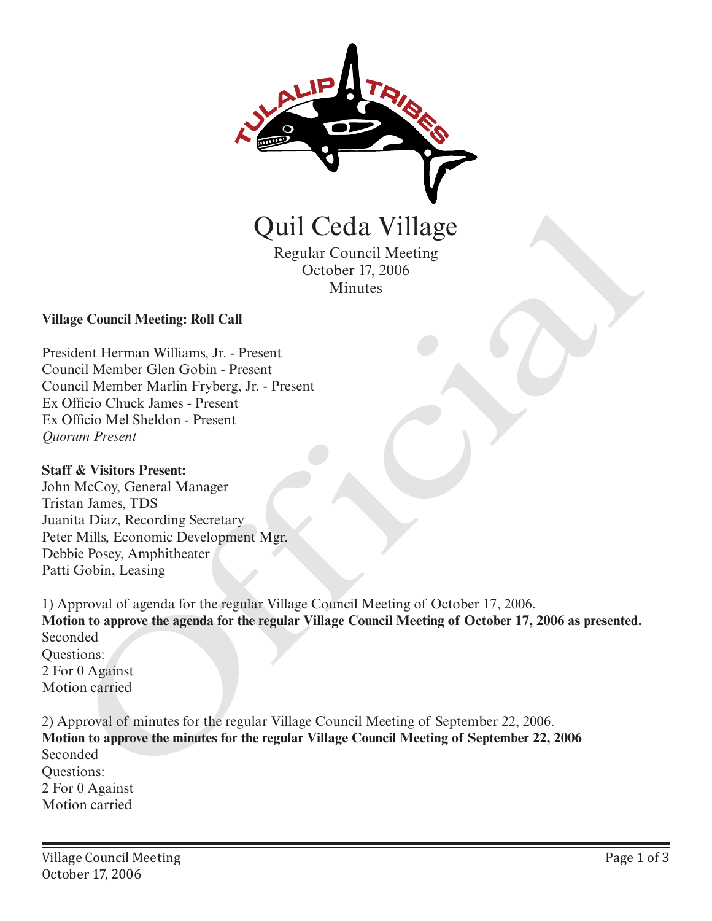# Quil Ceda Village

Regular Council Meeting
October 17, 2006
Minutes

**Village Council Meeting: Roll Call**

President Herman Williams, Jr. - Present
Council Member Glen Gobin - Present
Council Member Marlin Fryberg, Jr. - Present
Ex Officio Chuck James - Present
Ex Officio Mel Sheldon - Present
*Quorum Present*

**Staff & Visitors Present:**

John McCoy, General Manager
Tristan James, TDS
Juanita Diaz, Recording Secretary
Peter Mills, Economic Development Mgr.
Debbie Posey, Amphitheater
Patti Gobin, Leasing

1) Approval of agenda for the regular Village Council Meeting of October 17, 2006.
**Motion to approve the agenda for the regular Village Council Meeting of October 17, 2006 as presented.**
Seconded
Questions:
2 For 0 Against
Motion carried

2) Approval of minutes for the regular Village Council Meeting of September 22, 2006.
**Motion to approve the minutes for the regular Village Council Meeting of September 22, 2006**
Seconded
Questions:
2 For 0 Against
Motion carried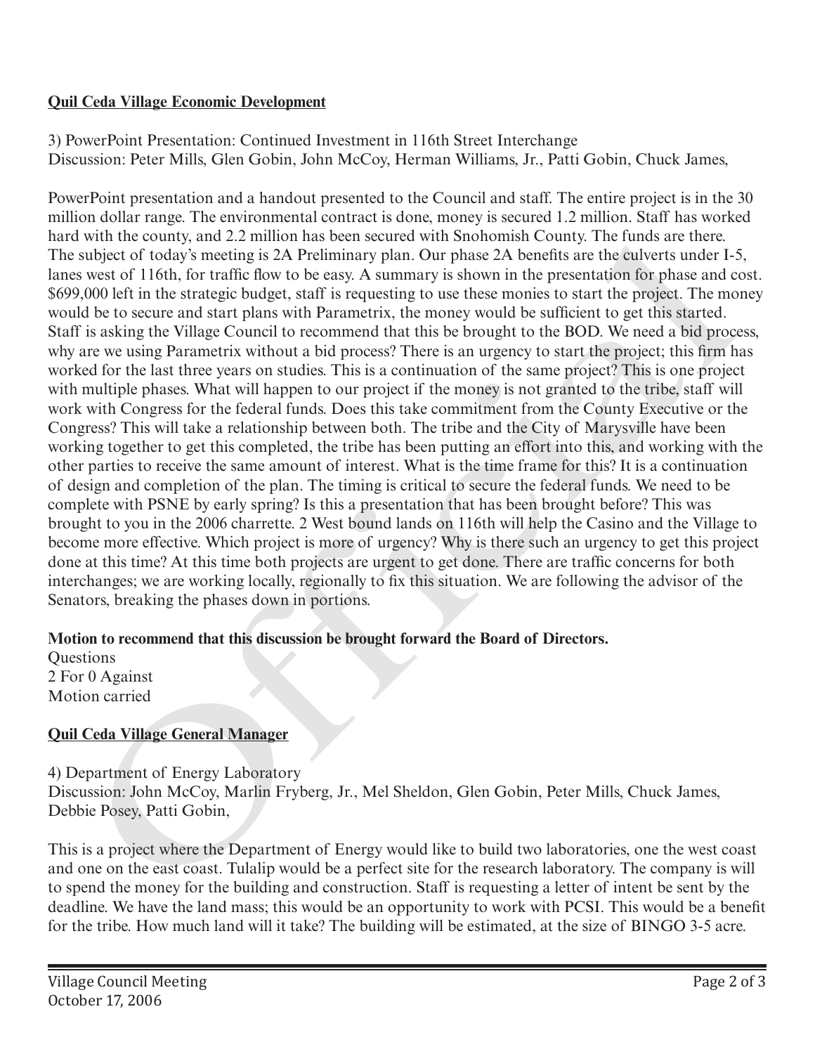**Quil Ceda Village Economic Development**

3) PowerPoint Presentation: Continued Investment in 116th Street Interchange
Discussion: Peter Mills, Glen Gobin, John McCoy, Herman Williams, Jr., Patti Gobin, Chuck James,

PowerPoint presentation and a handout presented to the Council and staff. The entire project is in the 30 million dollar range. The environmental contract is done, money is secured 1.2 million. Staff has worked hard with the county, and 2.2 million has been secured with Snohomish County. The funds are there. The subject of today's meeting is 2A Preliminary plan. Our phase 2A benefits are the culverts under I-5, lanes west of 116th, for traffic flow to be easy. A summary is shown in the presentation for phase and cost. \$699,000 left in the strategic budget, staff is requesting to use these monies to start the project. The money would be to secure and start plans with Parametrix, the money would be sufficient to get this started. Staff is asking the Village Council to recommend that this be brought to the BOD. We need a bid process, why are we using Parametrix without a bid process? There is an urgency to start the project; this firm has worked for the last three years on studies. This is a continuation of the same project? This is one project with multiple phases. What will happen to our project if the money is not granted to the tribe, staff will work with Congress for the federal funds. Does this take commitment from the County Executive or the Congress? This will take a relationship between both. The tribe and the City of Marysville have been working together to get this completed, the tribe has been putting an effort into this, and working with the other parties to receive the same amount of interest. What is the time frame for this? It is a continuation of design and completion of the plan. The timing is critical to secure the federal funds. We need to be complete with PSNE by early spring? Is this a presentation that has been brought before? This was brought to you in the 2006 charrette. 2 West bound lands on 116th will help the Casino and the Village to become more effective. Which project is more of urgency? Why is there such an urgency to get this project done at this time? At this time both projects are urgent to get done. There are traffic concerns for both interchanges; we are working locally, regionally to fix this situation. We are following the advisor of the Senators, breaking the phases down in portions.

**Motion to recommend that this discussion be brought forward the Board of Directors.**
Questions
2 For 0 Against
Motion carried

**Quil Ceda Village General Manager**

4) Department of Energy Laboratory
Discussion: John McCoy, Marlin Fryberg, Jr., Mel Sheldon, Glen Gobin, Peter Mills, Chuck James, Debbie Posey, Patti Gobin,

This is a project where the Department of Energy would like to build two laboratories, one the west coast and one on the east coast. Tulalip would be a perfect site for the research laboratory. The company is will to spend the money for the building and construction. Staff is requesting a letter of intent be sent by the deadline. We have the land mass; this would be an opportunity to work with PCSI. This would be a benefit for the tribe. How much land will it take? The building will be estimated, at the size of BINGO 3-5 acre.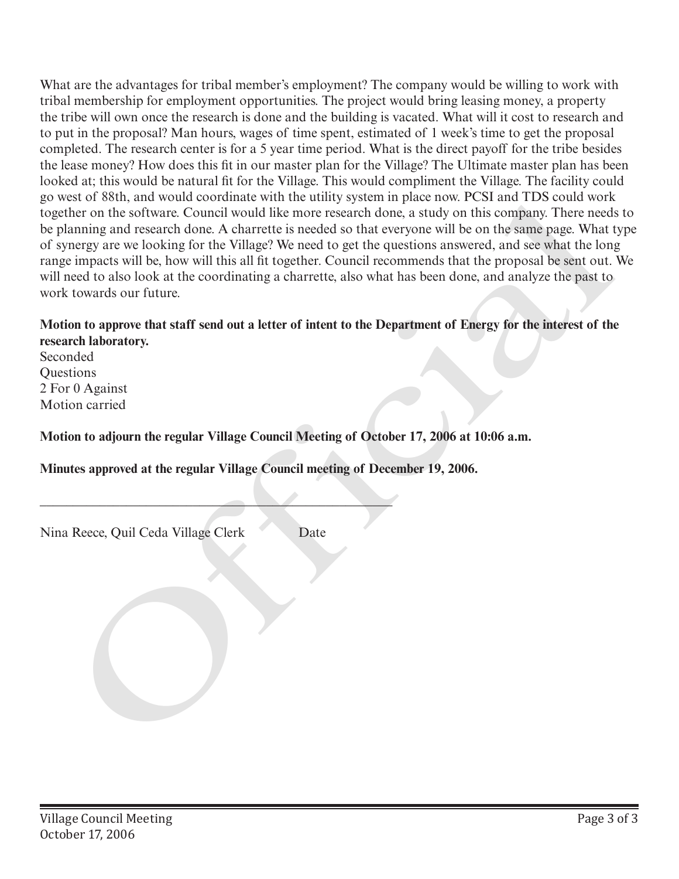What are the advantages for tribal member's employment? The company would be willing to work with tribal membership for employment opportunities. The project would bring leasing money, a property the tribe will own once the research is done and the building is vacated. What will it cost to research and to put in the proposal? Man hours, wages of time spent, estimated of 1 week's time to get the proposal completed. The research center is for a 5 year time period. What is the direct payoff for the tribe besides the lease money? How does this fit in our master plan for the Village? The Ultimate master plan has been looked at; this would be natural fit for the Village. This would compliment the Village. The facility could go west of 88th, and would coordinate with the utility system in place now. PCSI and TDS could work together on the software. Council would like more research done, a study on this company. There needs to be planning and research done. A charrette is needed so that everyone will be on the same page. What type of synergy are we looking for the Village? We need to get the questions answered, and see what the long range impacts will be, how will this all fit together. Council recommends that the proposal be sent out. We will need to also look at the coordinating a charrette, also what has been done, and analyze the past to work towards our future.

**Motion to approve that staff send out a letter of intent to the Department of Energy for the interest of the research laboratory.**

Seconded
Questions
2 For 0 Against
Motion carried

**Motion to adjourn the regular Village Council Meeting of October 17, 2006 at 10:06 a.m.**

**Minutes approved at the regular Village Council meeting of December 19, 2006.**

\_\_\_\_\_\_\_\_\_\_\_\_\_\_\_\_\_\_\_\_\_\_\_\_\_\_\_\_\_\_\_\_\_\_\_\_\_\_\_\_\_\_\_\_\_\_\_\_\_\_\_\_

Nina Reece, Quil Ceda Village Clerk Date